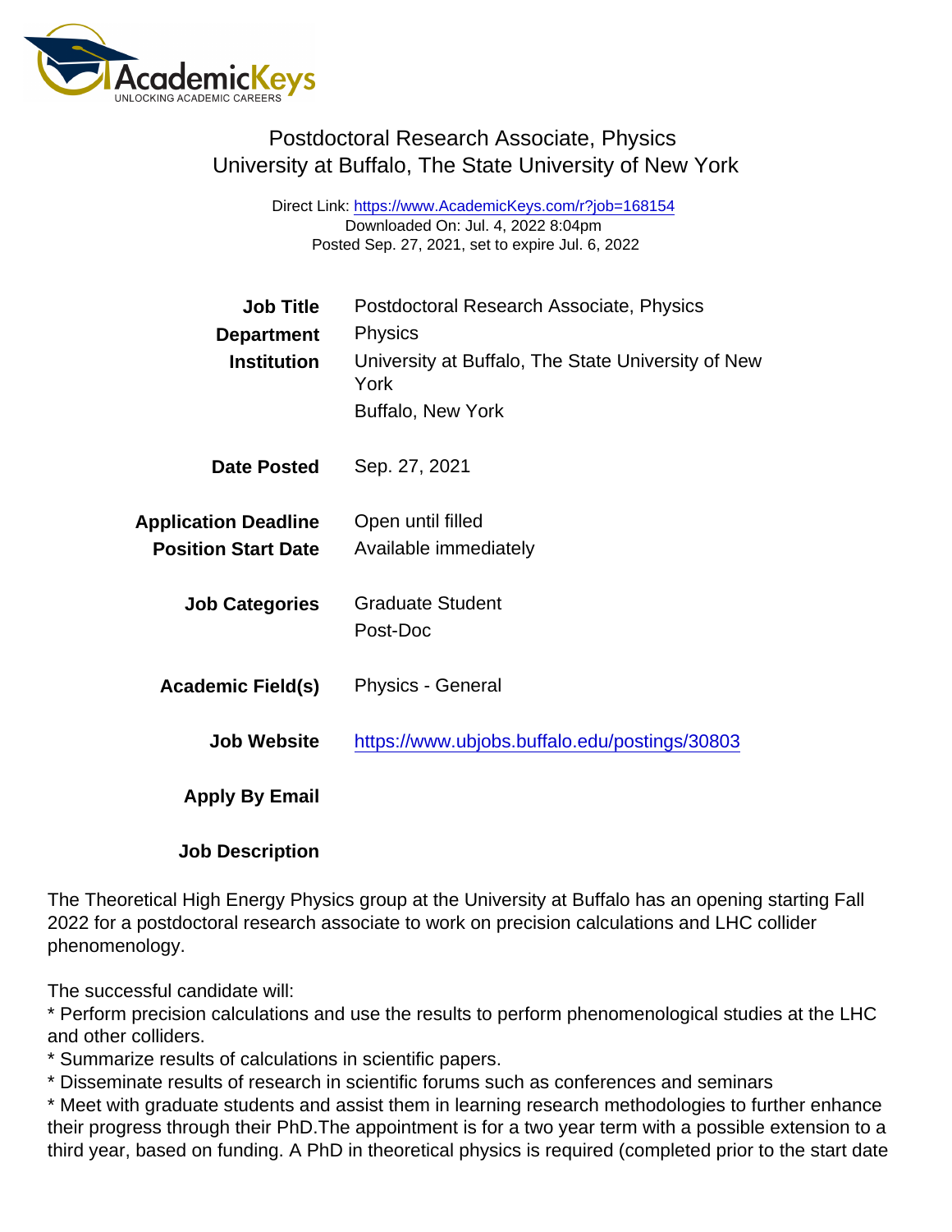# Postdoctoral Research Associate, Physics
## University at Buffalo, The State University of New York

Direct Link: https://www.AcademicKeys.com/r?job=168154
Downloaded On: Jul. 4, 2022 8:04pm
Posted Sep. 27, 2021, set to expire Jul. 6, 2022

**Job Title** Postdoctoral Research Associate, Physics

**Department** Physics

**Institution** University at Buffalo, The State University of New York
Buffalo, New York

**Date Posted** Sep. 27, 2021

**Application Deadline** Open until filled

**Position Start Date** Available immediately

**Job Categories** Graduate Student
Post-Doc

**Academic Field(s)** Physics - General

**Job Website** https://www.ubjobs.buffalo.edu/postings/30803

**Apply By Email**

**Job Description**

The Theoretical High Energy Physics group at the University at Buffalo has an opening starting Fall 2022 for a postdoctoral research associate to work on precision calculations and LHC collider phenomenology.

The successful candidate will:
* Perform precision calculations and use the results to perform phenomenological studies at the LHC and other colliders.
* Summarize results of calculations in scientific papers.
* Disseminate results of research in scientific forums such as conferences and seminars
* Meet with graduate students and assist them in learning research methodologies to further enhance their progress through their PhD.The appointment is for a two year term with a possible extension to a third year, based on funding. A PhD in theoretical physics is required (completed prior to the start date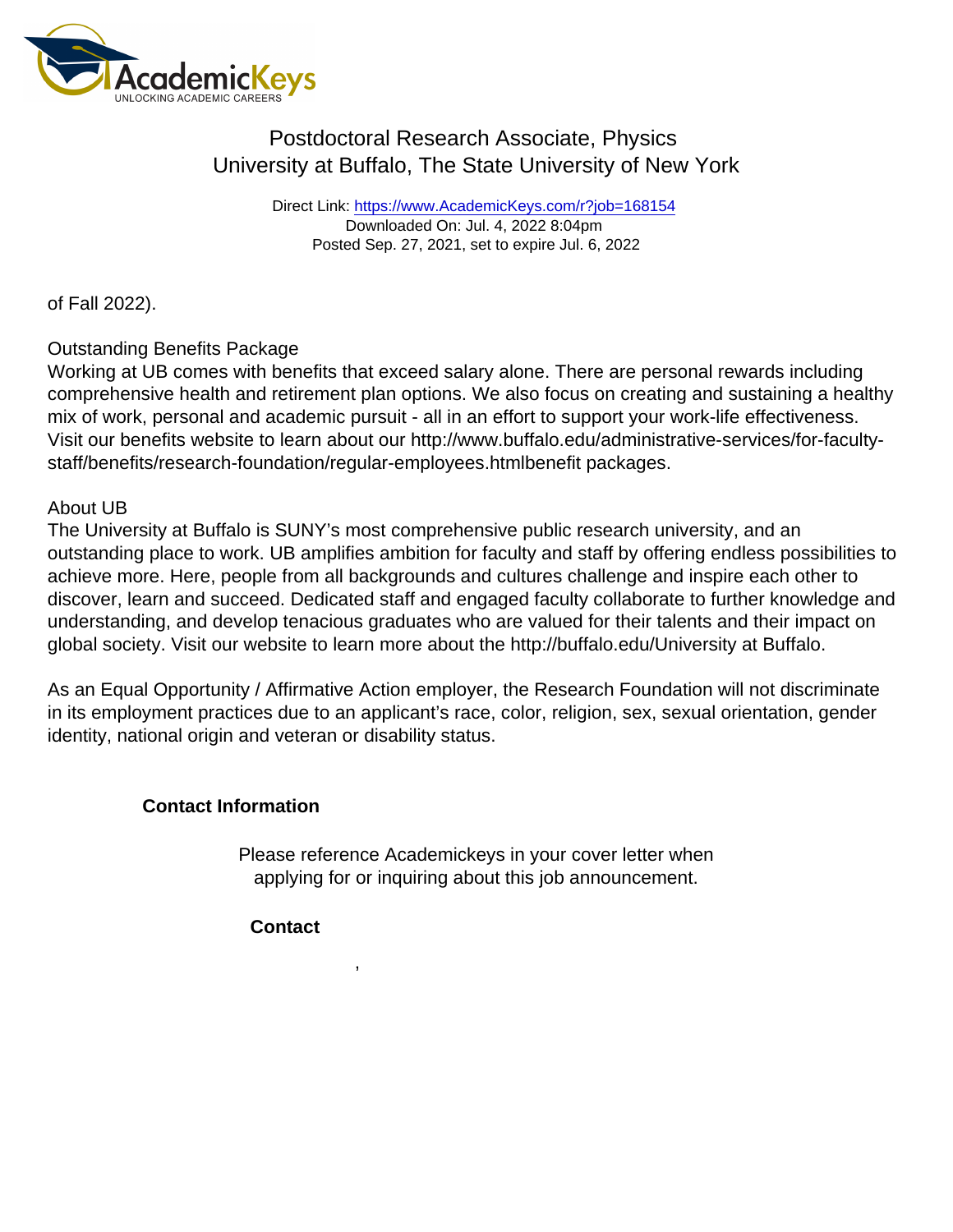of Fall 2022).

Outstanding Benefits Package
Working at UB comes with benefits that exceed salary alone. There are personal rewards including comprehensive health and retirement plan options. We also focus on creating and sustaining a healthy mix of work, personal and academic pursuit - all in an effort to support your work-life effectiveness. Visit our benefits website to learn about our http://www.buffalo.edu/administrative-services/for-faculty-staff/benefits/research-foundation/regular-employees.htmlbenefit packages.

About UB
The University at Buffalo is SUNY's most comprehensive public research university, and an outstanding place to work. UB amplifies ambition for faculty and staff by offering endless possibilities to achieve more. Here, people from all backgrounds and cultures challenge and inspire each other to discover, learn and succeed. Dedicated staff and engaged faculty collaborate to further knowledge and understanding, and develop tenacious graduates who are valued for their talents and their impact on global society. Visit our website to learn more about the http://buffalo.edu/University at Buffalo.

As an Equal Opportunity / Affirmative Action employer, the Research Foundation will not discriminate in its employment practices due to an applicant's race, color, religion, sex, sexual orientation, gender identity, national origin and veteran or disability status.

**Contact Information**

Please reference Academickeys in your cover letter when applying for or inquiring about this job announcement.

**Contact**

,